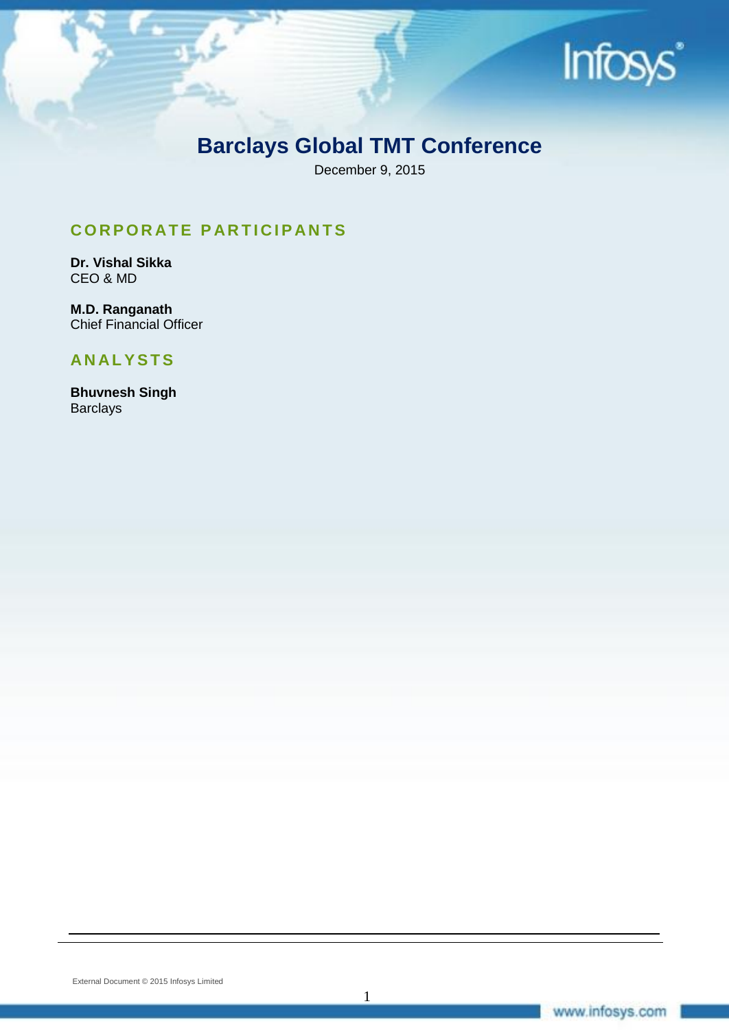# Barclays Global TMT Conference

December 9, 2015

## CORPORATE PARTICIPANTS

**Dr. Vishal Sikka**
CEO & MD

**M.D. Ranganath**
Chief Financial Officer

## ANALYSTS

**Bhuvnesh Singh**
Barclays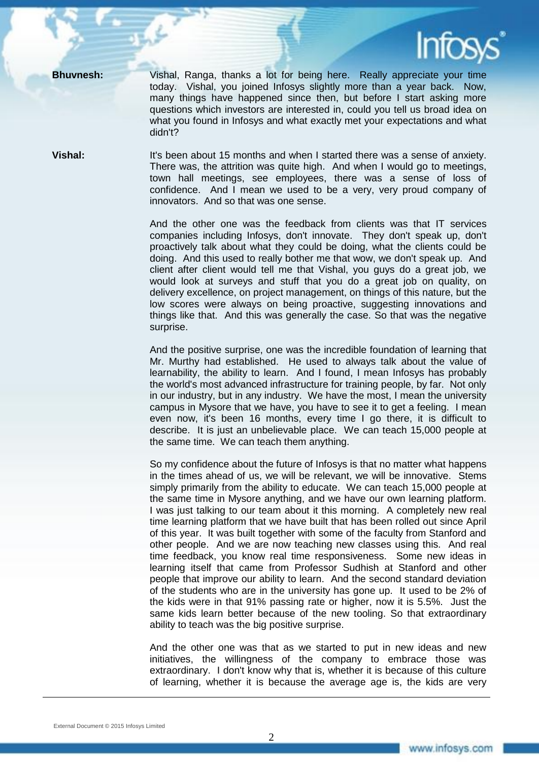**Bhuvnesh:** Vishal, Ranga, thanks a lot for being here. Really appreciate your time today. Vishal, you joined Infosys slightly more than a year back. Now, many things have happened since then, but before I start asking more questions which investors are interested in, could you tell us broad idea on what you found in Infosys and what exactly met your expectations and what didn't?

**Vishal:** It's been about 15 months and when I started there was a sense of anxiety. There was, the attrition was quite high. And when I would go to meetings, town hall meetings, see employees, there was a sense of loss of confidence. And I mean we used to be a very, very proud company of innovators. And so that was one sense.

And the other one was the feedback from clients was that IT services companies including Infosys, don't innovate. They don't speak up, don't proactively talk about what they could be doing, what the clients could be doing. And this used to really bother me that wow, we don't speak up. And client after client would tell me that Vishal, you guys do a great job, we would look at surveys and stuff that you do a great job on quality, on delivery excellence, on project management, on things of this nature, but the low scores were always on being proactive, suggesting innovations and things like that. And this was generally the case. So that was the negative surprise.

And the positive surprise, one was the incredible foundation of learning that Mr. Murthy had established. He used to always talk about the value of learnability, the ability to learn. And I found, I mean Infosys has probably the world's most advanced infrastructure for training people, by far. Not only in our industry, but in any industry. We have the most, I mean the university campus in Mysore that we have, you have to see it to get a feeling. I mean even now, it's been 16 months, every time I go there, it is difficult to describe. It is just an unbelievable place. We can teach 15,000 people at the same time. We can teach them anything.

So my confidence about the future of Infosys is that no matter what happens in the times ahead of us, we will be relevant, we will be innovative. Stems simply primarily from the ability to educate. We can teach 15,000 people at the same time in Mysore anything, and we have our own learning platform. I was just talking to our team about it this morning. A completely new real time learning platform that we have built that has been rolled out since April of this year. It was built together with some of the faculty from Stanford and other people. And we are now teaching new classes using this. And real time feedback, you know real time responsiveness. Some new ideas in learning itself that came from Professor Sudhish at Stanford and other people that improve our ability to learn. And the second standard deviation of the students who are in the university has gone up. It used to be 2% of the kids were in that 91% passing rate or higher, now it is 5.5%. Just the same kids learn better because of the new tooling. So that extraordinary ability to teach was the big positive surprise.

And the other one was that as we started to put in new ideas and new initiatives, the willingness of the company to embrace those was extraordinary. I don't know why that is, whether it is because of this culture of learning, whether it is because the average age is, the kids are very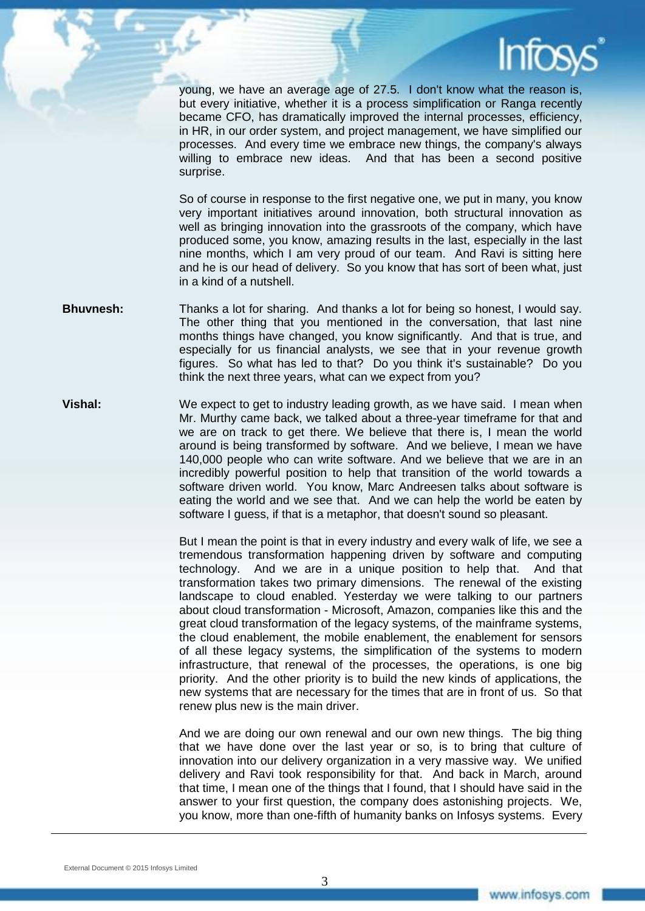young, we have an average age of 27.5. I don't know what the reason is, but every initiative, whether it is a process simplification or Ranga recently became CFO, has dramatically improved the internal processes, efficiency, in HR, in our order system, and project management, we have simplified our processes. And every time we embrace new things, the company's always willing to embrace new ideas. And that has been a second positive surprise.

So of course in response to the first negative one, we put in many, you know very important initiatives around innovation, both structural innovation as well as bringing innovation into the grassroots of the company, which have produced some, you know, amazing results in the last, especially in the last nine months, which I am very proud of our team. And Ravi is sitting here and he is our head of delivery. So you know that has sort of been what, just in a kind of a nutshell.

**Bhuvnesh:** Thanks a lot for sharing. And thanks a lot for being so honest, I would say. The other thing that you mentioned in the conversation, that last nine months things have changed, you know significantly. And that is true, and especially for us financial analysts, we see that in your revenue growth figures. So what has led to that? Do you think it's sustainable? Do you think the next three years, what can we expect from you?

**Vishal:** We expect to get to industry leading growth, as we have said. I mean when Mr. Murthy came back, we talked about a three-year timeframe for that and we are on track to get there. We believe that there is, I mean the world around is being transformed by software. And we believe, I mean we have 140,000 people who can write software. And we believe that we are in an incredibly powerful position to help that transition of the world towards a software driven world. You know, Marc Andreesen talks about software is eating the world and we see that. And we can help the world be eaten by software I guess, if that is a metaphor, that doesn't sound so pleasant.

But I mean the point is that in every industry and every walk of life, we see a tremendous transformation happening driven by software and computing technology. And we are in a unique position to help that. And that transformation takes two primary dimensions. The renewal of the existing landscape to cloud enabled. Yesterday we were talking to our partners about cloud transformation - Microsoft, Amazon, companies like this and the great cloud transformation of the legacy systems, of the mainframe systems, the cloud enablement, the mobile enablement, the enablement for sensors of all these legacy systems, the simplification of the systems to modern infrastructure, that renewal of the processes, the operations, is one big priority. And the other priority is to build the new kinds of applications, the new systems that are necessary for the times that are in front of us. So that renew plus new is the main driver.

And we are doing our own renewal and our own new things. The big thing that we have done over the last year or so, is to bring that culture of innovation into our delivery organization in a very massive way. We unified delivery and Ravi took responsibility for that. And back in March, around that time, I mean one of the things that I found, that I should have said in the answer to your first question, the company does astonishing projects. We, you know, more than one-fifth of humanity banks on Infosys systems. Every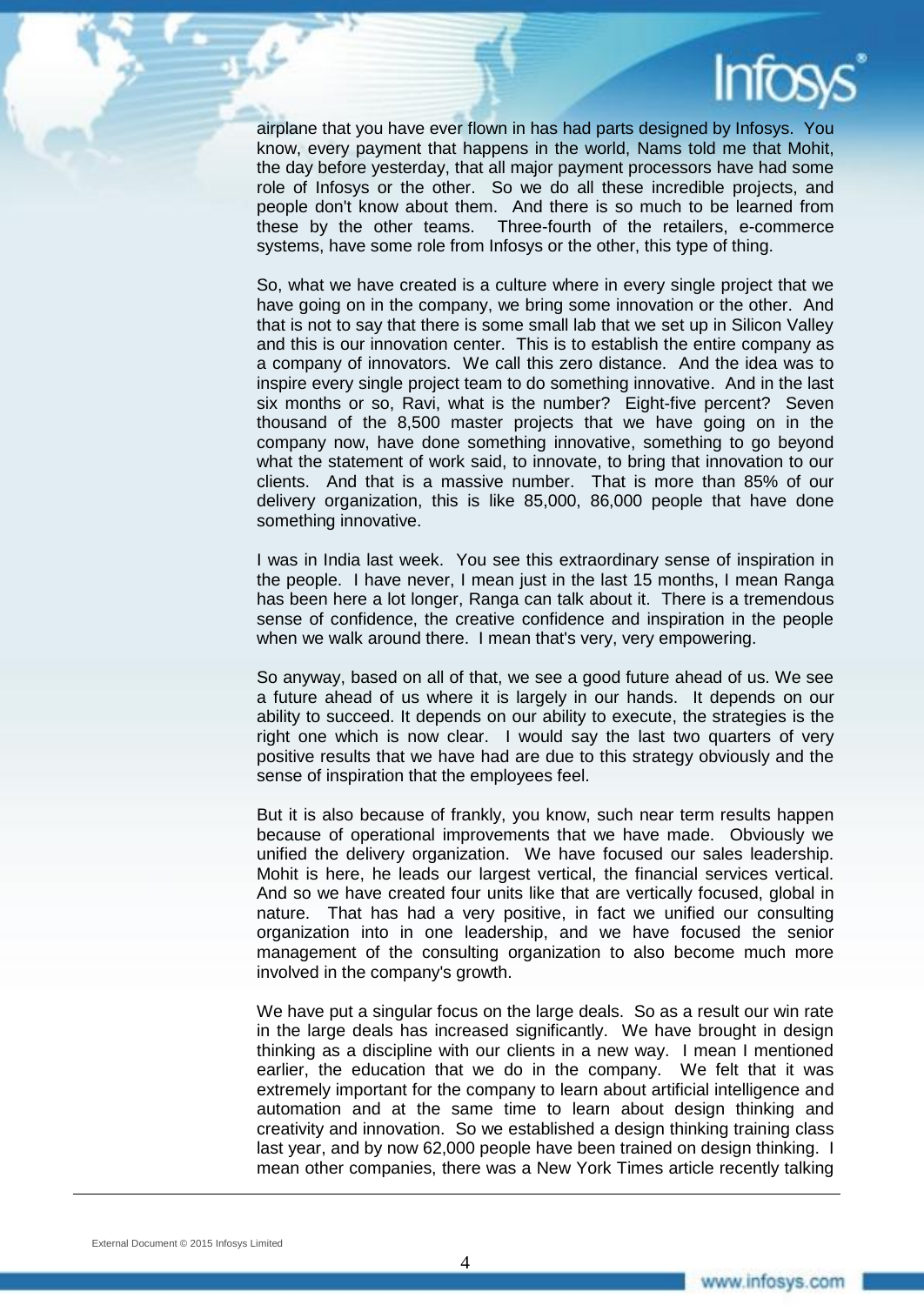airplane that you have ever flown in has had parts designed by Infosys. You know, every payment that happens in the world, Nams told me that Mohit, the day before yesterday, that all major payment processors have had some role of Infosys or the other. So we do all these incredible projects, and people don't know about them. And there is so much to be learned from these by the other teams. Three-fourth of the retailers, e-commerce systems, have some role from Infosys or the other, this type of thing.

So, what we have created is a culture where in every single project that we have going on in the company, we bring some innovation or the other. And that is not to say that there is some small lab that we set up in Silicon Valley and this is our innovation center. This is to establish the entire company as a company of innovators. We call this zero distance. And the idea was to inspire every single project team to do something innovative. And in the last six months or so, Ravi, what is the number? Eight-five percent? Seven thousand of the 8,500 master projects that we have going on in the company now, have done something innovative, something to go beyond what the statement of work said, to innovate, to bring that innovation to our clients. And that is a massive number. That is more than 85% of our delivery organization, this is like 85,000, 86,000 people that have done something innovative.

I was in India last week. You see this extraordinary sense of inspiration in the people. I have never, I mean just in the last 15 months, I mean Ranga has been here a lot longer, Ranga can talk about it. There is a tremendous sense of confidence, the creative confidence and inspiration in the people when we walk around there. I mean that's very, very empowering.

So anyway, based on all of that, we see a good future ahead of us. We see a future ahead of us where it is largely in our hands. It depends on our ability to succeed. It depends on our ability to execute, the strategies is the right one which is now clear. I would say the last two quarters of very positive results that we have had are due to this strategy obviously and the sense of inspiration that the employees feel.

But it is also because of frankly, you know, such near term results happen because of operational improvements that we have made. Obviously we unified the delivery organization. We have focused our sales leadership. Mohit is here, he leads our largest vertical, the financial services vertical. And so we have created four units like that are vertically focused, global in nature. That has had a very positive, in fact we unified our consulting organization into in one leadership, and we have focused the senior management of the consulting organization to also become much more involved in the company's growth.

We have put a singular focus on the large deals. So as a result our win rate in the large deals has increased significantly. We have brought in design thinking as a discipline with our clients in a new way. I mean I mentioned earlier, the education that we do in the company. We felt that it was extremely important for the company to learn about artificial intelligence and automation and at the same time to learn about design thinking and creativity and innovation. So we established a design thinking training class last year, and by now 62,000 people have been trained on design thinking. I mean other companies, there was a New York Times article recently talking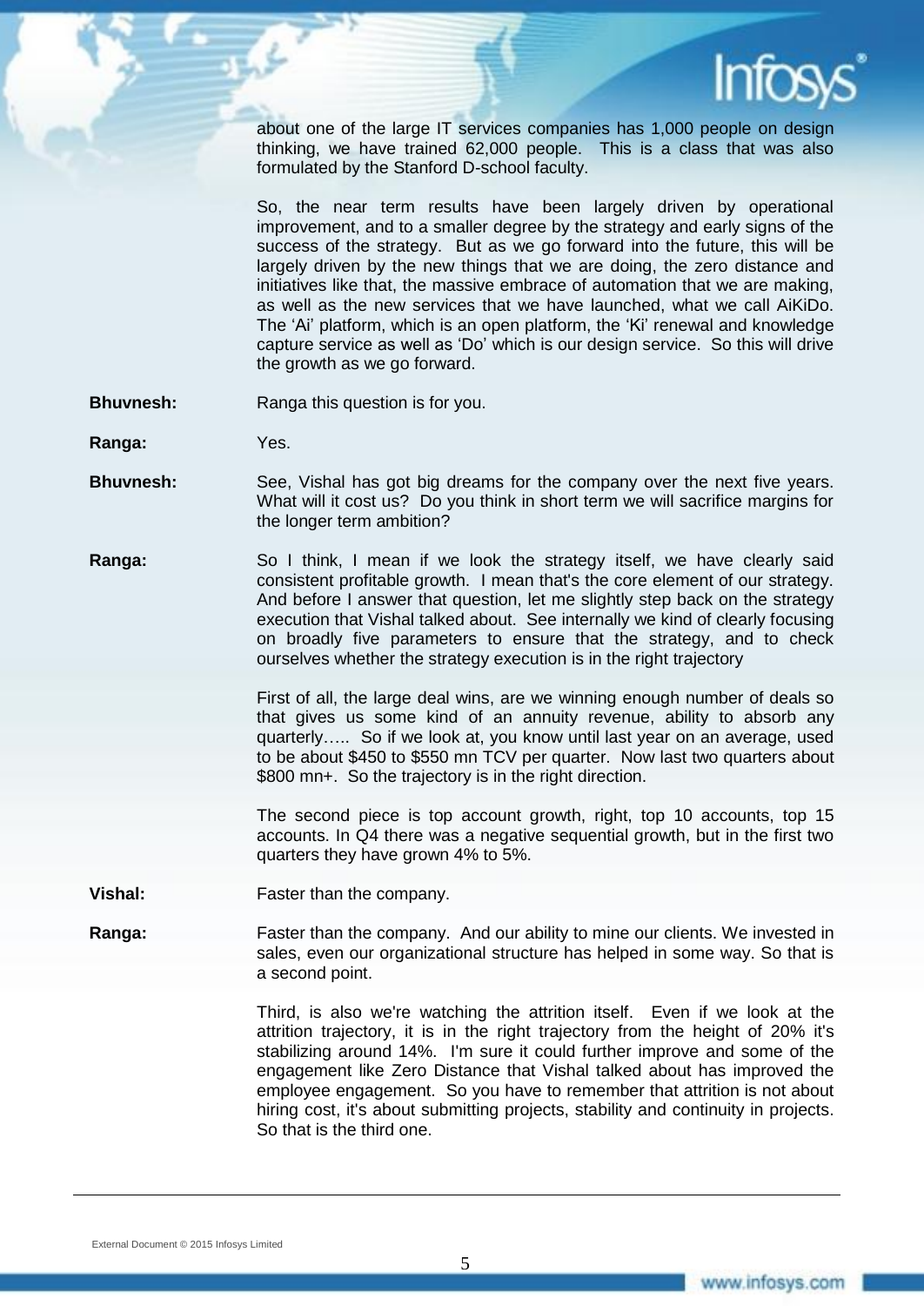about one of the large IT services companies has 1,000 people on design thinking, we have trained 62,000 people. This is a class that was also formulated by the Stanford D-school faculty.

So, the near term results have been largely driven by operational improvement, and to a smaller degree by the strategy and early signs of the success of the strategy. But as we go forward into the future, this will be largely driven by the new things that we are doing, the zero distance and initiatives like that, the massive embrace of automation that we are making, as well as the new services that we have launched, what we call AiKiDo. The 'Ai' platform, which is an open platform, the 'Ki' renewal and knowledge capture service as well as 'Do' which is our design service. So this will drive the growth as we go forward.

**Bhuvnesh:** Ranga this question is for you.

**Ranga:** Yes.

**Bhuvnesh:** See, Vishal has got big dreams for the company over the next five years. What will it cost us? Do you think in short term we will sacrifice margins for the longer term ambition?

**Ranga:** So I think, I mean if we look the strategy itself, we have clearly said consistent profitable growth. I mean that's the core element of our strategy. And before I answer that question, let me slightly step back on the strategy execution that Vishal talked about. See internally we kind of clearly focusing on broadly five parameters to ensure that the strategy, and to check ourselves whether the strategy execution is in the right trajectory

First of all, the large deal wins, are we winning enough number of deals so that gives us some kind of an annuity revenue, ability to absorb any quarterly….. So if we look at, you know until last year on an average, used to be about $450 to $550 mn TCV per quarter. Now last two quarters about $800 mn+. So the trajectory is in the right direction.

The second piece is top account growth, right, top 10 accounts, top 15 accounts. In Q4 there was a negative sequential growth, but in the first two quarters they have grown 4% to 5%.

**Vishal:** Faster than the company.

**Ranga:** Faster than the company. And our ability to mine our clients. We invested in sales, even our organizational structure has helped in some way. So that is a second point.

Third, is also we're watching the attrition itself. Even if we look at the attrition trajectory, it is in the right trajectory from the height of 20% it's stabilizing around 14%. I'm sure it could further improve and some of the engagement like Zero Distance that Vishal talked about has improved the employee engagement. So you have to remember that attrition is not about hiring cost, it's about submitting projects, stability and continuity in projects. So that is the third one.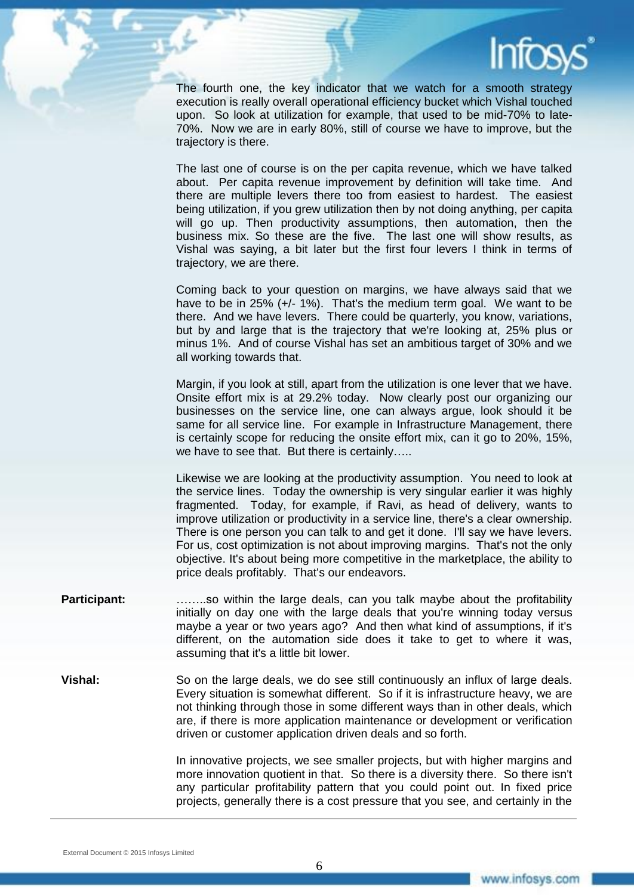The fourth one, the key indicator that we watch for a smooth strategy execution is really overall operational efficiency bucket which Vishal touched upon. So look at utilization for example, that used to be mid-70% to late-70%. Now we are in early 80%, still of course we have to improve, but the trajectory is there.

The last one of course is on the per capita revenue, which we have talked about. Per capita revenue improvement by definition will take time. And there are multiple levers there too from easiest to hardest. The easiest being utilization, if you grew utilization then by not doing anything, per capita will go up. Then productivity assumptions, then automation, then the business mix. So these are the five. The last one will show results, as Vishal was saying, a bit later but the first four levers I think in terms of trajectory, we are there.

Coming back to your question on margins, we have always said that we have to be in 25% (+/- 1%). That's the medium term goal. We want to be there. And we have levers. There could be quarterly, you know, variations, but by and large that is the trajectory that we're looking at, 25% plus or minus 1%. And of course Vishal has set an ambitious target of 30% and we all working towards that.

Margin, if you look at still, apart from the utilization is one lever that we have. Onsite effort mix is at 29.2% today. Now clearly post our organizing our businesses on the service line, one can always argue, look should it be same for all service line. For example in Infrastructure Management, there is certainly scope for reducing the onsite effort mix, can it go to 20%, 15%, we have to see that. But there is certainly…..

Likewise we are looking at the productivity assumption. You need to look at the service lines. Today the ownership is very singular earlier it was highly fragmented. Today, for example, if Ravi, as head of delivery, wants to improve utilization or productivity in a service line, there's a clear ownership. There is one person you can talk to and get it done. I'll say we have levers. For us, cost optimization is not about improving margins. That's not the only objective. It's about being more competitive in the marketplace, the ability to price deals profitably. That's our endeavors.

**Participant:** ……..so within the large deals, can you talk maybe about the profitability initially on day one with the large deals that you're winning today versus maybe a year or two years ago? And then what kind of assumptions, if it's different, on the automation side does it take to get to where it was, assuming that it's a little bit lower.

**Vishal:** So on the large deals, we do see still continuously an influx of large deals. Every situation is somewhat different. So if it is infrastructure heavy, we are not thinking through those in some different ways than in other deals, which are, if there is more application maintenance or development or verification driven or customer application driven deals and so forth.

In innovative projects, we see smaller projects, but with higher margins and more innovation quotient in that. So there is a diversity there. So there isn't any particular profitability pattern that you could point out. In fixed price projects, generally there is a cost pressure that you see, and certainly in the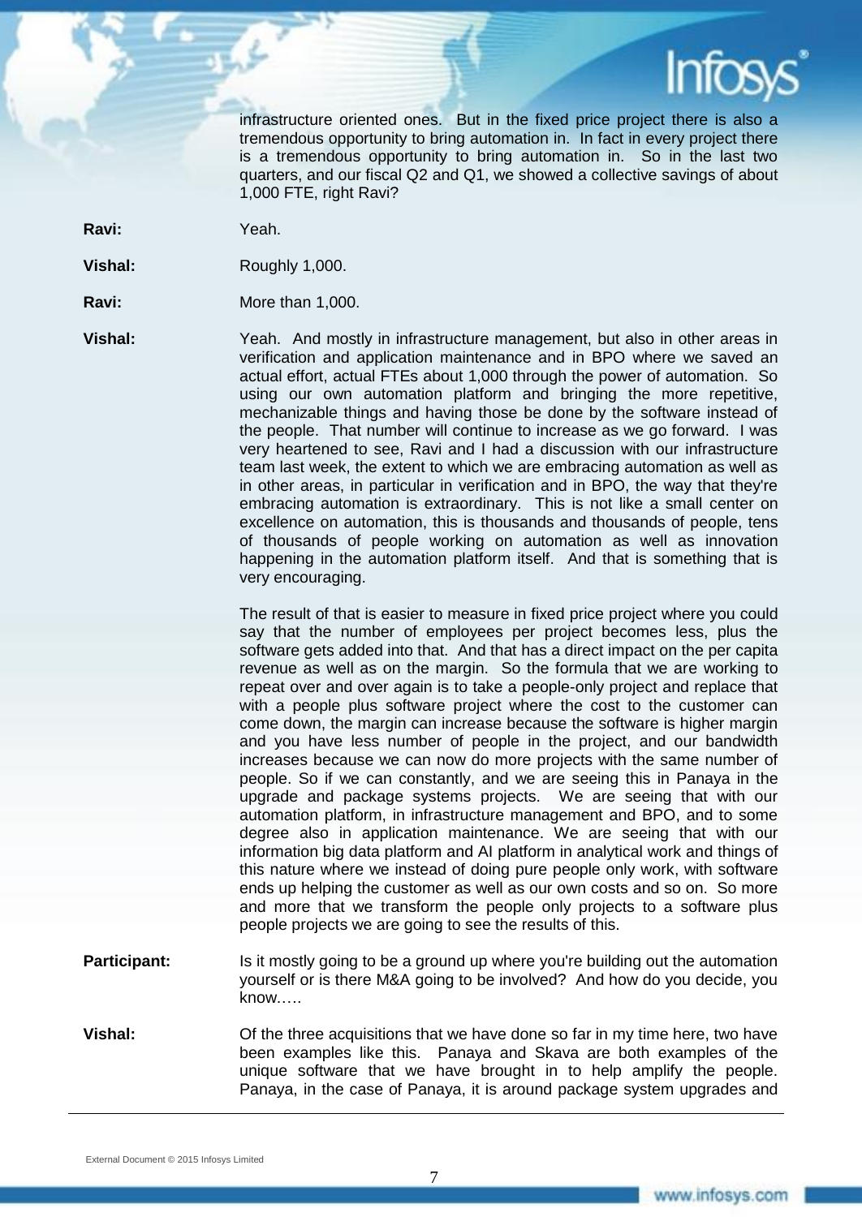infrastructure oriented ones. But in the fixed price project there is also a tremendous opportunity to bring automation in. In fact in every project there is a tremendous opportunity to bring automation in. So in the last two quarters, and our fiscal Q2 and Q1, we showed a collective savings of about 1,000 FTE, right Ravi?

**Ravi:** Yeah.

**Vishal:** Roughly 1,000.

**Ravi:** More than 1,000.

**Vishal:** Yeah. And mostly in infrastructure management, but also in other areas in verification and application maintenance and in BPO where we saved an actual effort, actual FTEs about 1,000 through the power of automation. So using our own automation platform and bringing the more repetitive, mechanizable things and having those be done by the software instead of the people. That number will continue to increase as we go forward. I was very heartened to see, Ravi and I had a discussion with our infrastructure team last week, the extent to which we are embracing automation as well as in other areas, in particular in verification and in BPO, the way that they're embracing automation is extraordinary. This is not like a small center on excellence on automation, this is thousands and thousands of people, tens of thousands of people working on automation as well as innovation happening in the automation platform itself. And that is something that is very encouraging.

The result of that is easier to measure in fixed price project where you could say that the number of employees per project becomes less, plus the software gets added into that. And that has a direct impact on the per capita revenue as well as on the margin. So the formula that we are working to repeat over and over again is to take a people-only project and replace that with a people plus software project where the cost to the customer can come down, the margin can increase because the software is higher margin and you have less number of people in the project, and our bandwidth increases because we can now do more projects with the same number of people. So if we can constantly, and we are seeing this in Panaya in the upgrade and package systems projects. We are seeing that with our automation platform, in infrastructure management and BPO, and to some degree also in application maintenance. We are seeing that with our information big data platform and AI platform in analytical work and things of this nature where we instead of doing pure people only work, with software ends up helping the customer as well as our own costs and so on. So more and more that we transform the people only projects to a software plus people projects we are going to see the results of this.

**Participant:** Is it mostly going to be a ground up where you're building out the automation yourself or is there M&A going to be involved? And how do you decide, you know.….

**Vishal:** Of the three acquisitions that we have done so far in my time here, two have been examples like this. Panaya and Skava are both examples of the unique software that we have brought in to help amplify the people. Panaya, in the case of Panaya, it is around package system upgrades and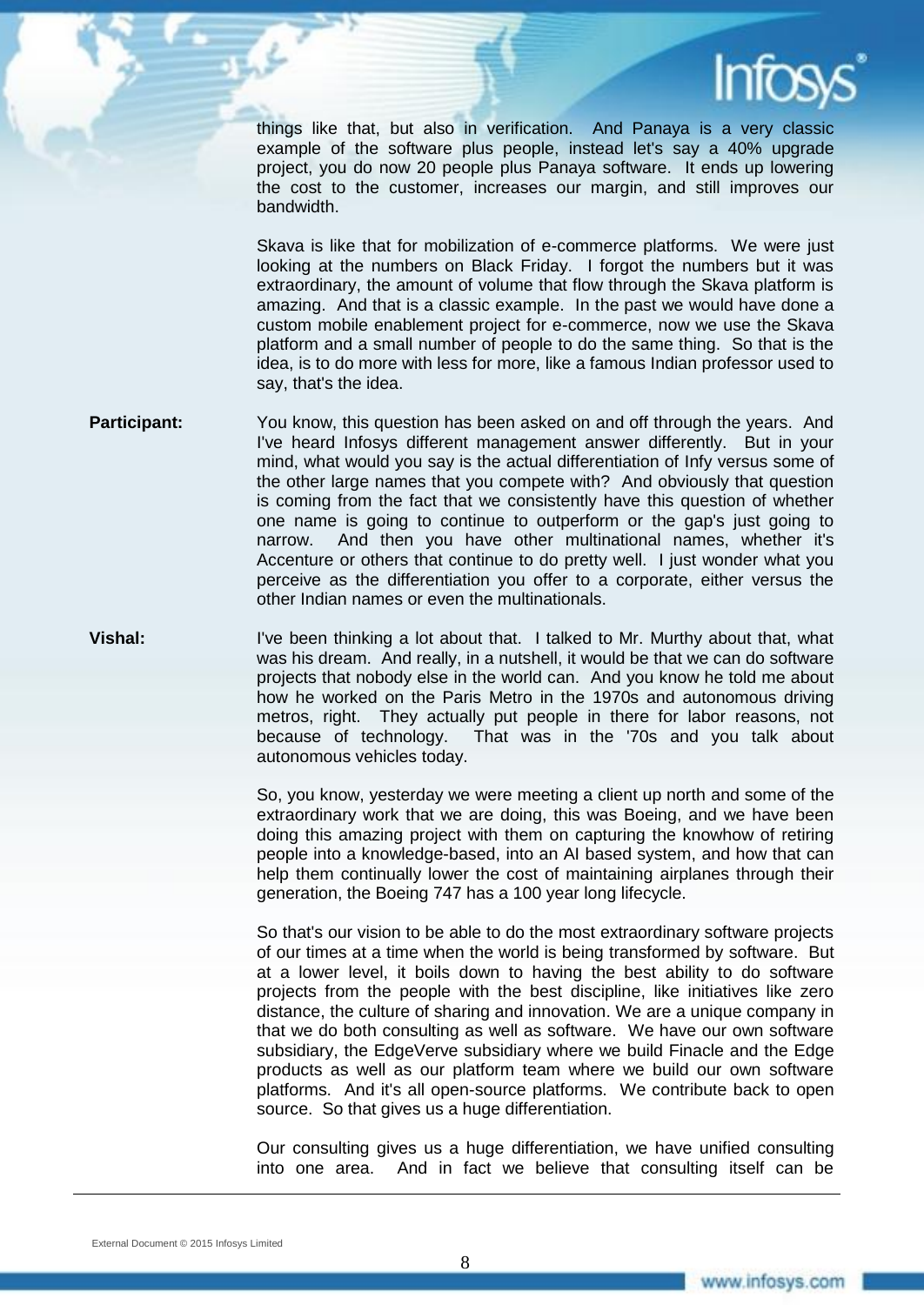things like that, but also in verification. And Panaya is a very classic example of the software plus people, instead let's say a 40% upgrade project, you do now 20 people plus Panaya software. It ends up lowering the cost to the customer, increases our margin, and still improves our bandwidth.

Skava is like that for mobilization of e-commerce platforms. We were just looking at the numbers on Black Friday. I forgot the numbers but it was extraordinary, the amount of volume that flow through the Skava platform is amazing. And that is a classic example. In the past we would have done a custom mobile enablement project for e-commerce, now we use the Skava platform and a small number of people to do the same thing. So that is the idea, is to do more with less for more, like a famous Indian professor used to say, that's the idea.

**Participant:** You know, this question has been asked on and off through the years. And I've heard Infosys different management answer differently. But in your mind, what would you say is the actual differentiation of Infy versus some of the other large names that you compete with? And obviously that question is coming from the fact that we consistently have this question of whether one name is going to continue to outperform or the gap's just going to narrow. And then you have other multinational names, whether it's Accenture or others that continue to do pretty well. I just wonder what you perceive as the differentiation you offer to a corporate, either versus the other Indian names or even the multinationals.

**Vishal:** I've been thinking a lot about that. I talked to Mr. Murthy about that, what was his dream. And really, in a nutshell, it would be that we can do software projects that nobody else in the world can. And you know he told me about how he worked on the Paris Metro in the 1970s and autonomous driving metros, right. They actually put people in there for labor reasons, not because of technology. That was in the '70s and you talk about autonomous vehicles today.

So, you know, yesterday we were meeting a client up north and some of the extraordinary work that we are doing, this was Boeing, and we have been doing this amazing project with them on capturing the knowhow of retiring people into a knowledge-based, into an AI based system, and how that can help them continually lower the cost of maintaining airplanes through their generation, the Boeing 747 has a 100 year long lifecycle.

So that's our vision to be able to do the most extraordinary software projects of our times at a time when the world is being transformed by software. But at a lower level, it boils down to having the best ability to do software projects from the people with the best discipline, like initiatives like zero distance, the culture of sharing and innovation. We are a unique company in that we do both consulting as well as software. We have our own software subsidiary, the EdgeVerve subsidiary where we build Finacle and the Edge products as well as our platform team where we build our own software platforms. And it's all open-source platforms. We contribute back to open source. So that gives us a huge differentiation.

Our consulting gives us a huge differentiation, we have unified consulting into one area. And in fact we believe that consulting itself can be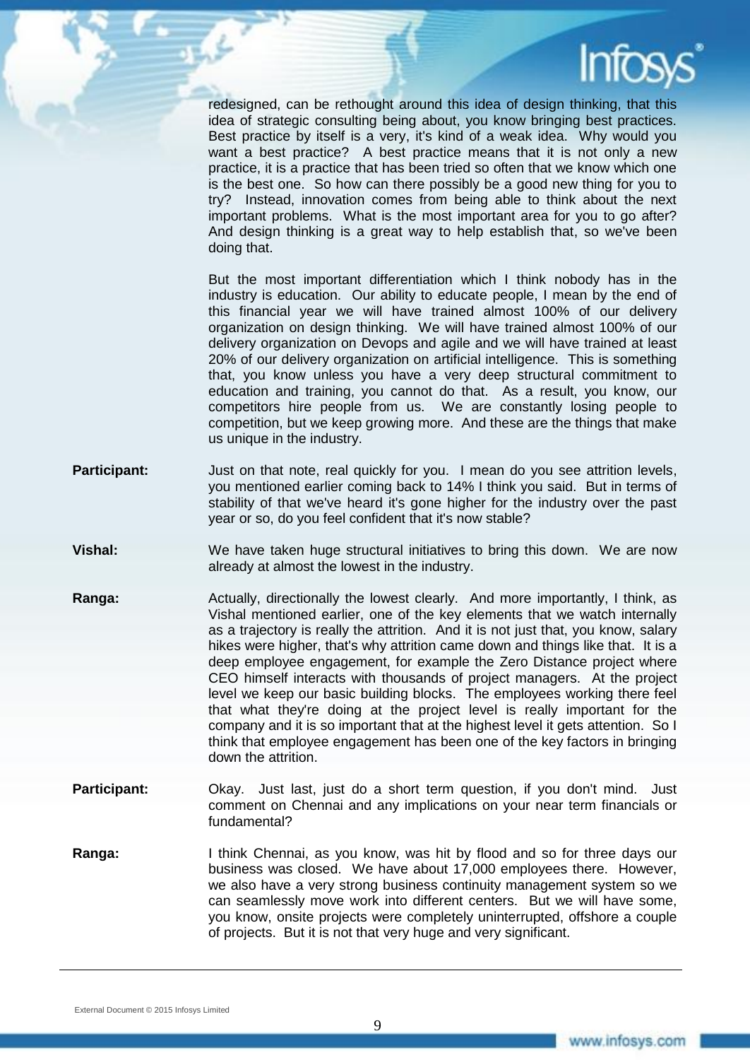redesigned, can be rethought around this idea of design thinking, that this idea of strategic consulting being about, you know bringing best practices. Best practice by itself is a very, it's kind of a weak idea. Why would you want a best practice? A best practice means that it is not only a new practice, it is a practice that has been tried so often that we know which one is the best one. So how can there possibly be a good new thing for you to try? Instead, innovation comes from being able to think about the next important problems. What is the most important area for you to go after? And design thinking is a great way to help establish that, so we've been doing that.

But the most important differentiation which I think nobody has in the industry is education. Our ability to educate people, I mean by the end of this financial year we will have trained almost 100% of our delivery organization on design thinking. We will have trained almost 100% of our delivery organization on Devops and agile and we will have trained at least 20% of our delivery organization on artificial intelligence. This is something that, you know unless you have a very deep structural commitment to education and training, you cannot do that. As a result, you know, our competitors hire people from us. We are constantly losing people to competition, but we keep growing more. And these are the things that make us unique in the industry.

**Participant:** Just on that note, real quickly for you. I mean do you see attrition levels, you mentioned earlier coming back to 14% I think you said. But in terms of stability of that we've heard it's gone higher for the industry over the past year or so, do you feel confident that it's now stable?

**Vishal:** We have taken huge structural initiatives to bring this down. We are now already at almost the lowest in the industry.

**Ranga:** Actually, directionally the lowest clearly. And more importantly, I think, as Vishal mentioned earlier, one of the key elements that we watch internally as a trajectory is really the attrition. And it is not just that, you know, salary hikes were higher, that's why attrition came down and things like that. It is a deep employee engagement, for example the Zero Distance project where CEO himself interacts with thousands of project managers. At the project level we keep our basic building blocks. The employees working there feel that what they're doing at the project level is really important for the company and it is so important that at the highest level it gets attention. So I think that employee engagement has been one of the key factors in bringing down the attrition.

**Participant:** Okay. Just last, just do a short term question, if you don't mind. Just comment on Chennai and any implications on your near term financials or fundamental?

**Ranga:** I think Chennai, as you know, was hit by flood and so for three days our business was closed. We have about 17,000 employees there. However, we also have a very strong business continuity management system so we can seamlessly move work into different centers. But we will have some, you know, onsite projects were completely uninterrupted, offshore a couple of projects. But it is not that very huge and very significant.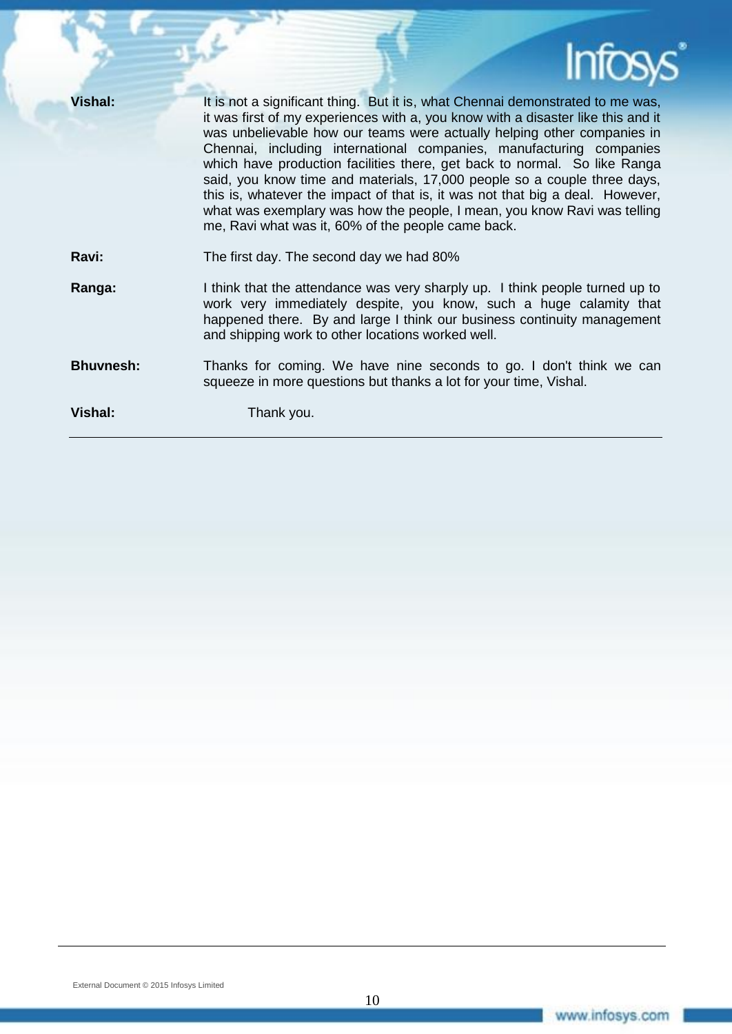**Vishal:** It is not a significant thing. But it is, what Chennai demonstrated to me was, it was first of my experiences with a, you know with a disaster like this and it was unbelievable how our teams were actually helping other companies in Chennai, including international companies, manufacturing companies which have production facilities there, get back to normal. So like Ranga said, you know time and materials, 17,000 people so a couple three days, this is, whatever the impact of that is, it was not that big a deal. However, what was exemplary was how the people, I mean, you know Ravi was telling me, Ravi what was it, 60% of the people came back.

**Ravi:** The first day. The second day we had 80%

**Ranga:** I think that the attendance was very sharply up. I think people turned up to work very immediately despite, you know, such a huge calamity that happened there. By and large I think our business continuity management and shipping work to other locations worked well.

**Bhuvnesh:** Thanks for coming. We have nine seconds to go. I don't think we can squeeze in more questions but thanks a lot for your time, Vishal.

**Vishal:** Thank you.

---

External Document © 2015 Infosys Limited